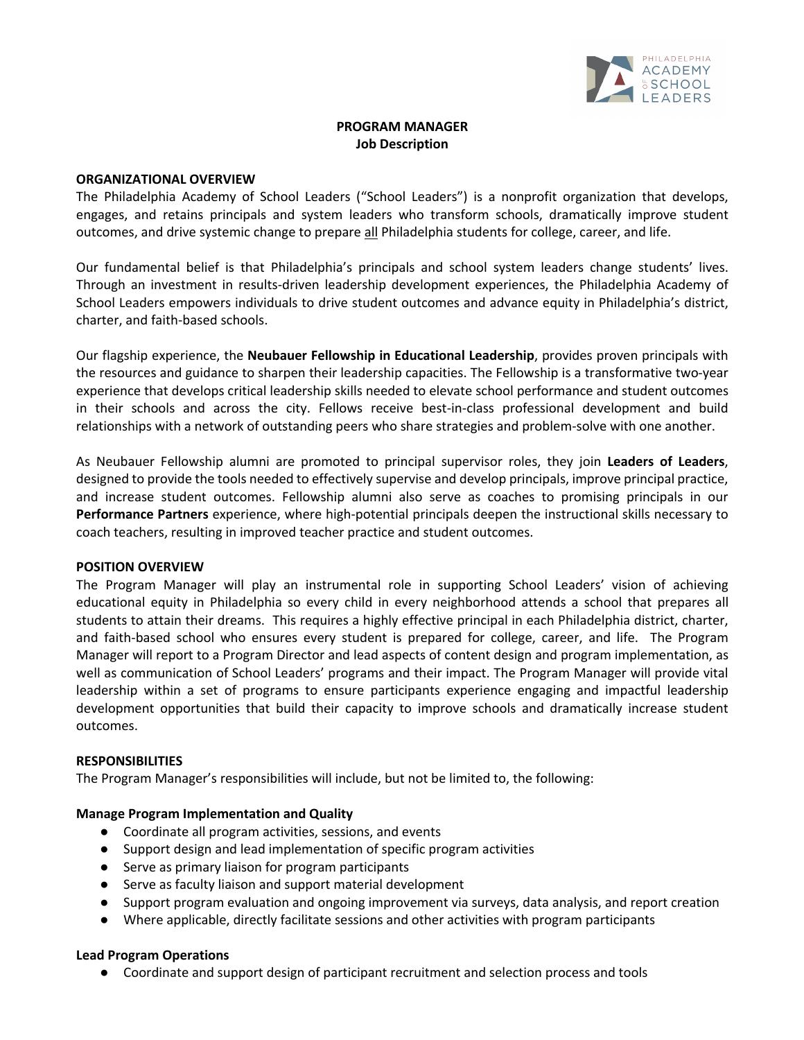# PROGRAM MANAGER
## Job Description

### ORGANIZATIONAL OVERVIEW

The Philadelphia Academy of School Leaders ("School Leaders") is a nonprofit organization that develops, engages, and retains principals and system leaders who transform schools, dramatically improve student outcomes, and drive systemic change to prepare <u>all</u> Philadelphia students for college, career, and life.

Our fundamental belief is that Philadelphia's principals and school system leaders change students' lives. Through an investment in results-driven leadership development experiences, the Philadelphia Academy of School Leaders empowers individuals to drive student outcomes and advance equity in Philadelphia's district, charter, and faith-based schools.

Our flagship experience, the **Neubauer Fellowship in Educational Leadership**, provides proven principals with the resources and guidance to sharpen their leadership capacities. The Fellowship is a transformative two-year experience that develops critical leadership skills needed to elevate school performance and student outcomes in their schools and across the city. Fellows receive best-in-class professional development and build relationships with a network of outstanding peers who share strategies and problem-solve with one another.

As Neubauer Fellowship alumni are promoted to principal supervisor roles, they join **Leaders of Leaders**, designed to provide the tools needed to effectively supervise and develop principals, improve principal practice, and increase student outcomes. Fellowship alumni also serve as coaches to promising principals in our **Performance Partners** experience, where high-potential principals deepen the instructional skills necessary to coach teachers, resulting in improved teacher practice and student outcomes.

### POSITION OVERVIEW

The Program Manager will play an instrumental role in supporting School Leaders' vision of achieving educational equity in Philadelphia so every child in every neighborhood attends a school that prepares all students to attain their dreams. This requires a highly effective principal in each Philadelphia district, charter, and faith-based school who ensures every student is prepared for college, career, and life. The Program Manager will report to a Program Director and lead aspects of content design and program implementation, as well as communication of School Leaders' programs and their impact. The Program Manager will provide vital leadership within a set of programs to ensure participants experience engaging and impactful leadership development opportunities that build their capacity to improve schools and dramatically increase student outcomes.

### RESPONSIBILITIES

The Program Manager's responsibilities will include, but not be limited to, the following:

**Manage Program Implementation and Quality**

- Coordinate all program activities, sessions, and events
- Support design and lead implementation of specific program activities
- Serve as primary liaison for program participants
- Serve as faculty liaison and support material development
- Support program evaluation and ongoing improvement via surveys, data analysis, and report creation
- Where applicable, directly facilitate sessions and other activities with program participants

**Lead Program Operations**

- Coordinate and support design of participant recruitment and selection process and tools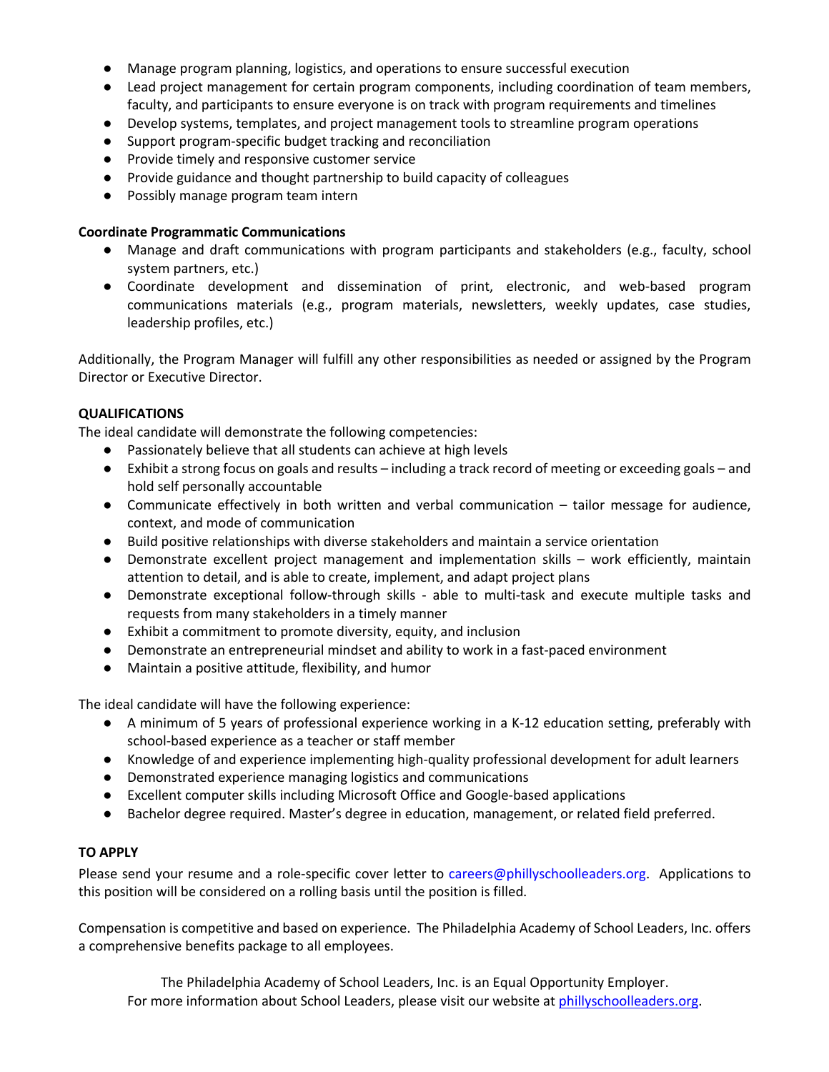- Manage program planning, logistics, and operations to ensure successful execution
- Lead project management for certain program components, including coordination of team members, faculty, and participants to ensure everyone is on track with program requirements and timelines
- Develop systems, templates, and project management tools to streamline program operations
- Support program-specific budget tracking and reconciliation
- Provide timely and responsive customer service
- Provide guidance and thought partnership to build capacity of colleagues
- Possibly manage program team intern

**Coordinate Programmatic Communications**

- Manage and draft communications with program participants and stakeholders (e.g., faculty, school system partners, etc.)
- Coordinate development and dissemination of print, electronic, and web-based program communications materials (e.g., program materials, newsletters, weekly updates, case studies, leadership profiles, etc.)

Additionally, the Program Manager will fulfill any other responsibilities as needed or assigned by the Program Director or Executive Director.

**QUALIFICATIONS**

The ideal candidate will demonstrate the following competencies:

- Passionately believe that all students can achieve at high levels
- Exhibit a strong focus on goals and results – including a track record of meeting or exceeding goals – and hold self personally accountable
- Communicate effectively in both written and verbal communication – tailor message for audience, context, and mode of communication
- Build positive relationships with diverse stakeholders and maintain a service orientation
- Demonstrate excellent project management and implementation skills – work efficiently, maintain attention to detail, and is able to create, implement, and adapt project plans
- Demonstrate exceptional follow-through skills - able to multi-task and execute multiple tasks and requests from many stakeholders in a timely manner
- Exhibit a commitment to promote diversity, equity, and inclusion
- Demonstrate an entrepreneurial mindset and ability to work in a fast-paced environment
- Maintain a positive attitude, flexibility, and humor

The ideal candidate will have the following experience:

- A minimum of 5 years of professional experience working in a K-12 education setting, preferably with school-based experience as a teacher or staff member
- Knowledge of and experience implementing high-quality professional development for adult learners
- Demonstrated experience managing logistics and communications
- Excellent computer skills including Microsoft Office and Google-based applications
- Bachelor degree required. Master's degree in education, management, or related field preferred.

**TO APPLY**

Please send your resume and a role-specific cover letter to careers@phillyschoolleaders.org. Applications to this position will be considered on a rolling basis until the position is filled.

Compensation is competitive and based on experience. The Philadelphia Academy of School Leaders, Inc. offers a comprehensive benefits package to all employees.

The Philadelphia Academy of School Leaders, Inc. is an Equal Opportunity Employer.
For more information about School Leaders, please visit our website at phillyschoolleaders.org.